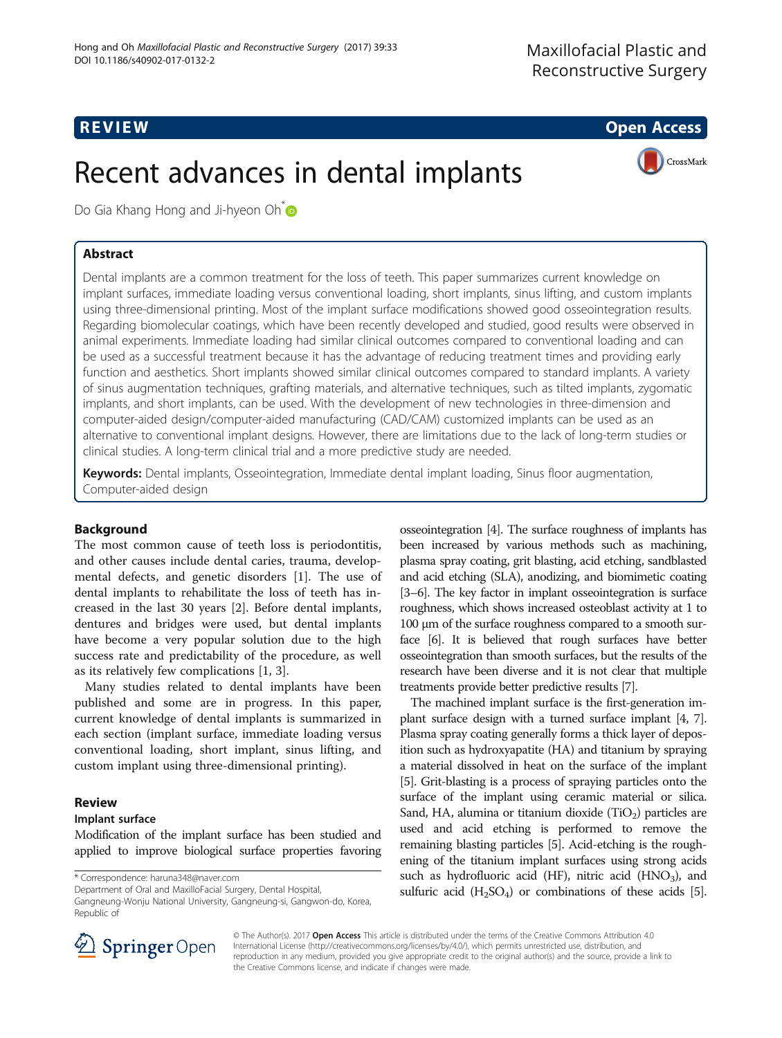REVIEW

Open Access

# Recent advances in dental implants

Do Gia Khang Hong and Ji-hyeon Oh*

## Abstract

Dental implants are a common treatment for the loss of teeth. This paper summarizes current knowledge on implant surfaces, immediate loading versus conventional loading, short implants, sinus lifting, and custom implants using three-dimensional printing. Most of the implant surface modifications showed good osseointegration results. Regarding biomolecular coatings, which have been recently developed and studied, good results were observed in animal experiments. Immediate loading had similar clinical outcomes compared to conventional loading and can be used as a successful treatment because it has the advantage of reducing treatment times and providing early function and aesthetics. Short implants showed similar clinical outcomes compared to standard implants. A variety of sinus augmentation techniques, grafting materials, and alternative techniques, such as tilted implants, zygomatic implants, and short implants, can be used. With the development of new technologies in three-dimension and computer-aided design/computer-aided manufacturing (CAD/CAM) customized implants can be used as an alternative to conventional implant designs. However, there are limitations due to the lack of long-term studies or clinical studies. A long-term clinical trial and a more predictive study are needed.

**Keywords:** Dental implants, Osseointegration, Immediate dental implant loading, Sinus floor augmentation, Computer-aided design

## Background

The most common cause of teeth loss is periodontitis, and other causes include dental caries, trauma, developmental defects, and genetic disorders [1]. The use of dental implants to rehabilitate the loss of teeth has increased in the last 30 years [2]. Before dental implants, dentures and bridges were used, but dental implants have become a very popular solution due to the high success rate and predictability of the procedure, as well as its relatively few complications [1, 3].

Many studies related to dental implants have been published and some are in progress. In this paper, current knowledge of dental implants is summarized in each section (implant surface, immediate loading versus conventional loading, short implant, sinus lifting, and custom implant using three-dimensional printing).

## Review

### Implant surface

Modification of the implant surface has been studied and applied to improve biological surface properties favoring osseointegration [4]. The surface roughness of implants has been increased by various methods such as machining, plasma spray coating, grit blasting, acid etching, sandblasted and acid etching (SLA), anodizing, and biomimetic coating [3–6]. The key factor in implant osseointegration is surface roughness, which shows increased osteoblast activity at 1 to 100 μm of the surface roughness compared to a smooth surface [6]. It is believed that rough surfaces have better osseointegration than smooth surfaces, but the results of the research have been diverse and it is not clear that multiple treatments provide better predictive results [7].

The machined implant surface is the first-generation implant surface design with a turned surface implant [4, 7]. Plasma spray coating generally forms a thick layer of deposition such as hydroxyapatite (HA) and titanium by spraying a material dissolved in heat on the surface of the implant [5]. Grit-blasting is a process of spraying particles onto the surface of the implant using ceramic material or silica. Sand, HA, alumina or titanium dioxide ($TiO_2$) particles are used and acid etching is performed to remove the remaining blasting particles [5]. Acid-etching is the roughening of the titanium implant surfaces using strong acids such as hydrofluoric acid (HF), nitric acid ($HNO_3$), and sulfuric acid ($H_2SO_4$) or combinations of these acids [5].

* Correspondence: haruna348@naver.com
Department of Oral and MaxilloFacial Surgery, Dental Hospital, Gangneung-Wonju National University, Gangneung-si, Gangwon-do, Korea, Republic of

© The Author(s). 2017 **Open Access** This article is distributed under the terms of the Creative Commons Attribution 4.0 International License (http://creativecommons.org/licenses/by/4.0/), which permits unrestricted use, distribution, and reproduction in any medium, provided you give appropriate credit to the original author(s) and the source, provide a link to the Creative Commons license, and indicate if changes were made.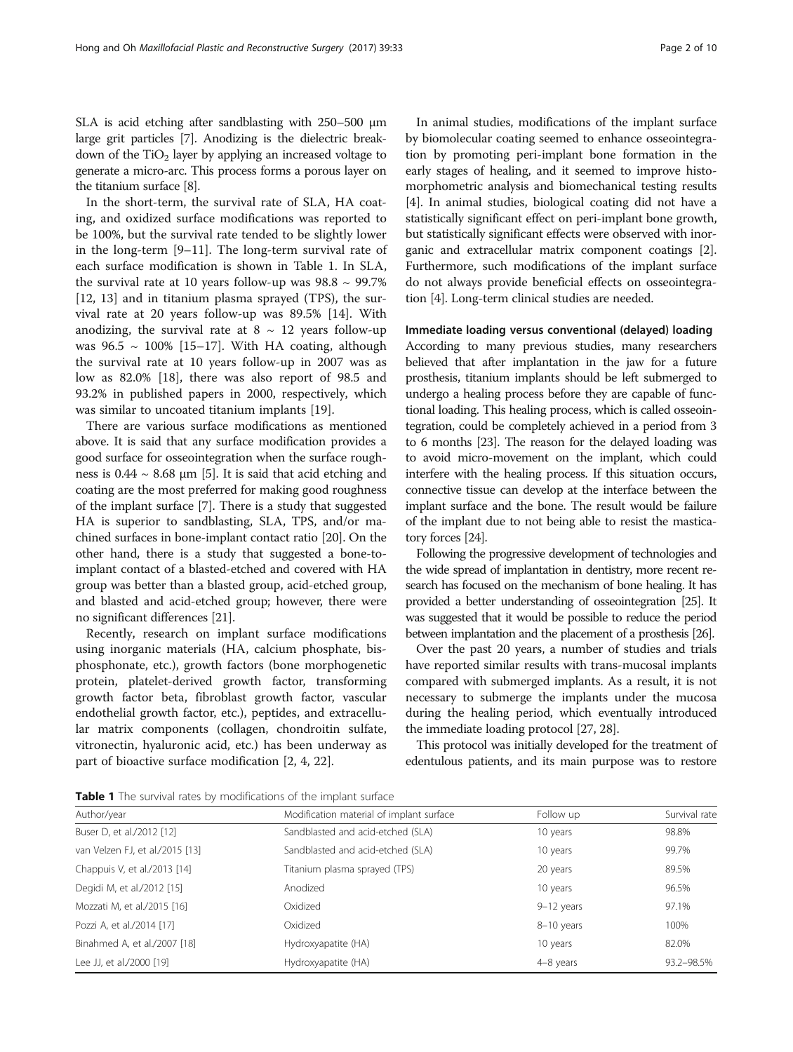SLA is acid etching after sandblasting with 250–500 μm large grit particles [7]. Anodizing is the dielectric breakdown of the $TiO_2$ layer by applying an increased voltage to generate a micro-arc. This process forms a porous layer on the titanium surface [8].

In the short-term, the survival rate of SLA, HA coating, and oxidized surface modifications was reported to be 100%, but the survival rate tended to be slightly lower in the long-term [9–11]. The long-term survival rate of each surface modification is shown in Table 1. In SLA, the survival rate at 10 years follow-up was 98.8 ~ 99.7% [12, 13] and in titanium plasma sprayed (TPS), the survival rate at 20 years follow-up was 89.5% [14]. With anodizing, the survival rate at 8 ~ 12 years follow-up was 96.5 ~ 100% [15–17]. With HA coating, although the survival rate at 10 years follow-up in 2007 was as low as 82.0% [18], there was also report of 98.5 and 93.2% in published papers in 2000, respectively, which was similar to uncoated titanium implants [19].

There are various surface modifications as mentioned above. It is said that any surface modification provides a good surface for osseointegration when the surface roughness is 0.44 ~ 8.68 μm [5]. It is said that acid etching and coating are the most preferred for making good roughness of the implant surface [7]. There is a study that suggested HA is superior to sandblasting, SLA, TPS, and/or machined surfaces in bone-implant contact ratio [20]. On the other hand, there is a study that suggested a bone-to-implant contact of a blasted-etched and covered with HA group was better than a blasted group, acid-etched group, and blasted and acid-etched group; however, there were no significant differences [21].

Recently, research on implant surface modifications using inorganic materials (HA, calcium phosphate, bisphosphonate, etc.), growth factors (bone morphogenetic protein, platelet-derived growth factor, transforming growth factor beta, fibroblast growth factor, vascular endothelial growth factor, etc.), peptides, and extracellular matrix components (collagen, chondroitin sulfate, vitronectin, hyaluronic acid, etc.) has been underway as part of bioactive surface modification [2, 4, 22].

In animal studies, modifications of the implant surface by biomolecular coating seemed to enhance osseointegration by promoting peri-implant bone formation in the early stages of healing, and it seemed to improve histomorphometric analysis and biomechanical testing results [4]. In animal studies, biological coating did not have a statistically significant effect on peri-implant bone growth, but statistically significant effects were observed with inorganic and extracellular matrix component coatings [2]. Furthermore, such modifications of the implant surface do not always provide beneficial effects on osseointegration [4]. Long-term clinical studies are needed.

### Immediate loading versus conventional (delayed) loading

According to many previous studies, many researchers believed that after implantation in the jaw for a future prosthesis, titanium implants should be left submerged to undergo a healing process before they are capable of functional loading. This healing process, which is called osseointegration, could be completely achieved in a period from 3 to 6 months [23]. The reason for the delayed loading was to avoid micro-movement on the implant, which could interfere with the healing process. If this situation occurs, connective tissue can develop at the interface between the implant surface and the bone. The result would be failure of the implant due to not being able to resist the masticatory forces [24].

Following the progressive development of technologies and the wide spread of implantation in dentistry, more recent research has focused on the mechanism of bone healing. It has provided a better understanding of osseointegration [25]. It was suggested that it would be possible to reduce the period between implantation and the placement of a prosthesis [26].

Over the past 20 years, a number of studies and trials have reported similar results with trans-mucosal implants compared with submerged implants. As a result, it is not necessary to submerge the implants under the mucosa during the healing period, which eventually introduced the immediate loading protocol [27, 28].

This protocol was initially developed for the treatment of edentulous patients, and its main purpose was to restore

**Table 1** The survival rates by modifications of the implant surface

| Author/year | Modification material of implant surface | Follow up | Survival rate |
|---|---|---|---|
| Buser D, et al./2012 [12] | Sandblasted and acid-etched (SLA) | 10 years | 98.8% |
| van Velzen FJ, et al./2015 [13] | Sandblasted and acid-etched (SLA) | 10 years | 99.7% |
| Chappuis V, et al./2013 [14] | Titanium plasma sprayed (TPS) | 20 years | 89.5% |
| Degidi M, et al./2012 [15] | Anodized | 10 years | 96.5% |
| Mozzati M, et al./2015 [16] | Oxidized | 9–12 years | 97.1% |
| Pozzi A, et al./2014 [17] | Oxidized | 8–10 years | 100% |
| Binahmed A, et al./2007 [18] | Hydroxyapatite (HA) | 10 years | 82.0% |
| Lee JJ, et al./2000 [19] | Hydroxyapatite (HA) | 4–8 years | 93.2–98.5% |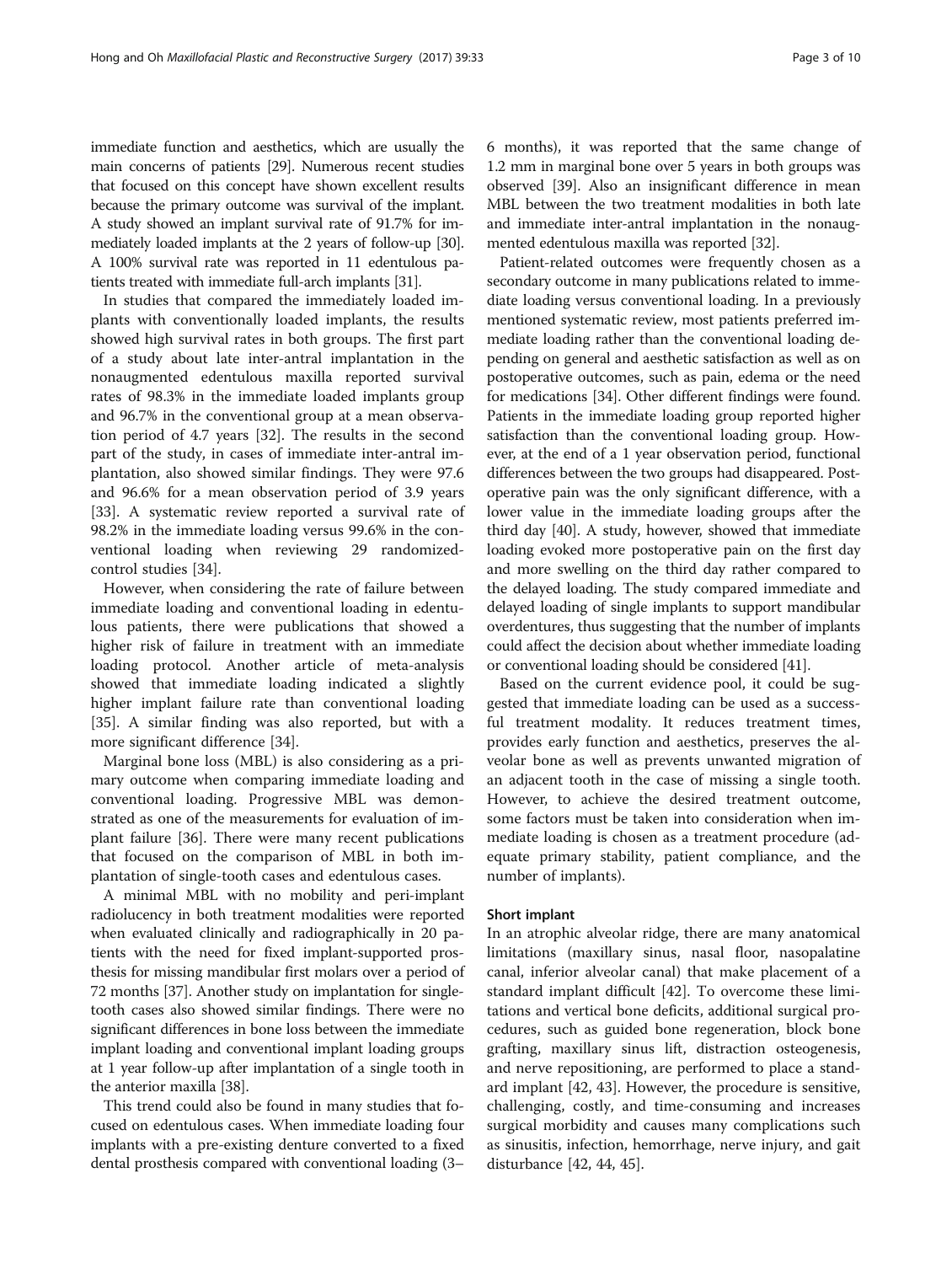immediate function and aesthetics, which are usually the main concerns of patients [29]. Numerous recent studies that focused on this concept have shown excellent results because the primary outcome was survival of the implant. A study showed an implant survival rate of 91.7% for immediately loaded implants at the 2 years of follow-up [30]. A 100% survival rate was reported in 11 edentulous patients treated with immediate full-arch implants [31].

In studies that compared the immediately loaded implants with conventionally loaded implants, the results showed high survival rates in both groups. The first part of a study about late inter-antral implantation in the nonaugmented edentulous maxilla reported survival rates of 98.3% in the immediate loaded implants group and 96.7% in the conventional group at a mean observation period of 4.7 years [32]. The results in the second part of the study, in cases of immediate inter-antral implantation, also showed similar findings. They were 97.6 and 96.6% for a mean observation period of 3.9 years [33]. A systematic review reported a survival rate of 98.2% in the immediate loading versus 99.6% in the conventional loading when reviewing 29 randomized-control studies [34].

However, when considering the rate of failure between immediate loading and conventional loading in edentulous patients, there were publications that showed a higher risk of failure in treatment with an immediate loading protocol. Another article of meta-analysis showed that immediate loading indicated a slightly higher implant failure rate than conventional loading [35]. A similar finding was also reported, but with a more significant difference [34].

Marginal bone loss (MBL) is also considering as a primary outcome when comparing immediate loading and conventional loading. Progressive MBL was demonstrated as one of the measurements for evaluation of implant failure [36]. There were many recent publications that focused on the comparison of MBL in both implantation of single-tooth cases and edentulous cases.

A minimal MBL with no mobility and peri-implant radiolucency in both treatment modalities were reported when evaluated clinically and radiographically in 20 patients with the need for fixed implant-supported prosthesis for missing mandibular first molars over a period of 72 months [37]. Another study on implantation for single-tooth cases also showed similar findings. There were no significant differences in bone loss between the immediate implant loading and conventional implant loading groups at 1 year follow-up after implantation of a single tooth in the anterior maxilla [38].

This trend could also be found in many studies that focused on edentulous cases. When immediate loading four implants with a pre-existing denture converted to a fixed dental prosthesis compared with conventional loading (3–6 months), it was reported that the same change of 1.2 mm in marginal bone over 5 years in both groups was observed [39]. Also an insignificant difference in mean MBL between the two treatment modalities in both late and immediate inter-antral implantation in the nonaugmented edentulous maxilla was reported [32].

Patient-related outcomes were frequently chosen as a secondary outcome in many publications related to immediate loading versus conventional loading. In a previously mentioned systematic review, most patients preferred immediate loading rather than the conventional loading depending on general and aesthetic satisfaction as well as on postoperative outcomes, such as pain, edema or the need for medications [34]. Other different findings were found. Patients in the immediate loading group reported higher satisfaction than the conventional loading group. However, at the end of a 1 year observation period, functional differences between the two groups had disappeared. Postoperative pain was the only significant difference, with a lower value in the immediate loading groups after the third day [40]. A study, however, showed that immediate loading evoked more postoperative pain on the first day and more swelling on the third day rather compared to the delayed loading. The study compared immediate and delayed loading of single implants to support mandibular overdentures, thus suggesting that the number of implants could affect the decision about whether immediate loading or conventional loading should be considered [41].

Based on the current evidence pool, it could be suggested that immediate loading can be used as a successful treatment modality. It reduces treatment times, provides early function and aesthetics, preserves the alveolar bone as well as prevents unwanted migration of an adjacent tooth in the case of missing a single tooth. However, to achieve the desired treatment outcome, some factors must be taken into consideration when immediate loading is chosen as a treatment procedure (adequate primary stability, patient compliance, and the number of implants).

### Short implant

In an atrophic alveolar ridge, there are many anatomical limitations (maxillary sinus, nasal floor, nasopalatine canal, inferior alveolar canal) that make placement of a standard implant difficult [42]. To overcome these limitations and vertical bone deficits, additional surgical procedures, such as guided bone regeneration, block bone grafting, maxillary sinus lift, distraction osteogenesis, and nerve repositioning, are performed to place a standard implant [42, 43]. However, the procedure is sensitive, challenging, costly, and time-consuming and increases surgical morbidity and causes many complications such as sinusitis, infection, hemorrhage, nerve injury, and gait disturbance [42, 44, 45].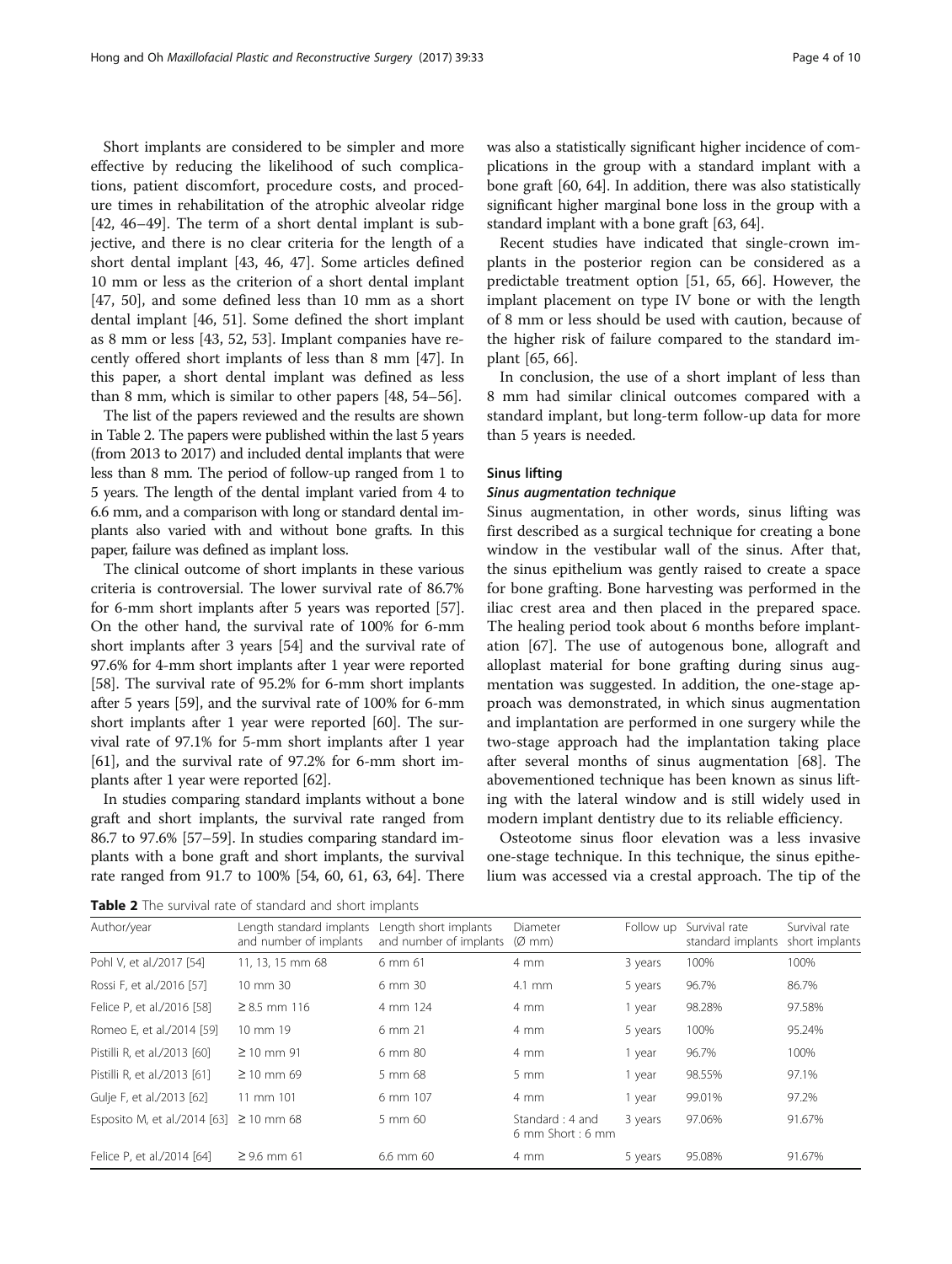Short implants are considered to be simpler and more effective by reducing the likelihood of such complications, patient discomfort, procedure costs, and procedure times in rehabilitation of the atrophic alveolar ridge [42, 46–49]. The term of a short dental implant is subjective, and there is no clear criteria for the length of a short dental implant [43, 46, 47]. Some articles defined 10 mm or less as the criterion of a short dental implant [47, 50], and some defined less than 10 mm as a short dental implant [46, 51]. Some defined the short implant as 8 mm or less [43, 52, 53]. Implant companies have recently offered short implants of less than 8 mm [47]. In this paper, a short dental implant was defined as less than 8 mm, which is similar to other papers [48, 54–56].

The list of the papers reviewed and the results are shown in Table 2. The papers were published within the last 5 years (from 2013 to 2017) and included dental implants that were less than 8 mm. The period of follow-up ranged from 1 to 5 years. The length of the dental implant varied from 4 to 6.6 mm, and a comparison with long or standard dental implants also varied with and without bone grafts. In this paper, failure was defined as implant loss.

The clinical outcome of short implants in these various criteria is controversial. The lower survival rate of 86.7% for 6-mm short implants after 5 years was reported [57]. On the other hand, the survival rate of 100% for 6-mm short implants after 3 years [54] and the survival rate of 97.6% for 4-mm short implants after 1 year were reported [58]. The survival rate of 95.2% for 6-mm short implants after 5 years [59], and the survival rate of 100% for 6-mm short implants after 1 year were reported [60]. The survival rate of 97.1% for 5-mm short implants after 1 year [61], and the survival rate of 97.2% for 6-mm short implants after 1 year were reported [62].

In studies comparing standard implants without a bone graft and short implants, the survival rate ranged from 86.7 to 97.6% [57–59]. In studies comparing standard implants with a bone graft and short implants, the survival rate ranged from 91.7 to 100% [54, 60, 61, 63, 64]. There was also a statistically significant higher incidence of complications in the group with a standard implant with a bone graft [60, 64]. In addition, there was also statistically significant higher marginal bone loss in the group with a standard implant with a bone graft [63, 64].

Recent studies have indicated that single-crown implants in the posterior region can be considered as a predictable treatment option [51, 65, 66]. However, the implant placement on type IV bone or with the length of 8 mm or less should be used with caution, because of the higher risk of failure compared to the standard implant [65, 66].

In conclusion, the use of a short implant of less than 8 mm had similar clinical outcomes compared with a standard implant, but long-term follow-up data for more than 5 years is needed.

## Sinus lifting

### *Sinus augmentation technique*

Sinus augmentation, in other words, sinus lifting was first described as a surgical technique for creating a bone window in the vestibular wall of the sinus. After that, the sinus epithelium was gently raised to create a space for bone grafting. Bone harvesting was performed in the iliac crest area and then placed in the prepared space. The healing period took about 6 months before implantation [67]. The use of autogenous bone, allograft and alloplast material for bone grafting during sinus augmentation was suggested. In addition, the one-stage approach was demonstrated, in which sinus augmentation and implantation are performed in one surgery while the two-stage approach had the implantation taking place after several months of sinus augmentation [68]. The abovementioned technique has been known as sinus lifting with the lateral window and is still widely used in modern implant dentistry due to its reliable efficiency.

Osteotome sinus floor elevation was a less invasive one-stage technique. In this technique, the sinus epithelium was accessed via a crestal approach. The tip of the

**Table 2** The survival rate of standard and short implants

| Author/year | Length standard implants and number of implants | Length short implants and number of implants | Diameter (Ø mm) | Follow up | Survival rate standard implants | Survival rate short implants |
|---|---|---|---|---|---|---|
| Pohl V, et al./2017 [54] | 11, 13, 15 mm 68 | 6 mm 61 | 4 mm | 3 years | 100% | 100% |
| Rossi F, et al./2016 [57] | 10 mm 30 | 6 mm 30 | 4.1 mm | 5 years | 96.7% | 86.7% |
| Felice P, et al./2016 [58] | ≥ 8.5 mm 116 | 4 mm 124 | 4 mm | 1 year | 98.28% | 97.58% |
| Romeo E, et al./2014 [59] | 10 mm 19 | 6 mm 21 | 4 mm | 5 years | 100% | 95.24% |
| Pistilli R, et al./2013 [60] | ≥ 10 mm 91 | 6 mm 80 | 4 mm | 1 year | 96.7% | 100% |
| Pistilli R, et al./2013 [61] | ≥ 10 mm 69 | 5 mm 68 | 5 mm | 1 year | 98.55% | 97.1% |
| Gulje F, et al./2013 [62] | 11 mm 101 | 6 mm 107 | 4 mm | 1 year | 99.01% | 97.2% |
| Esposito M, et al./2014 [63] | ≥ 10 mm 68 | 5 mm 60 | Standard : 4 and 6 mm Short : 6 mm | 3 years | 97.06% | 91.67% |
| Felice P, et al./2014 [64] | ≥ 9.6 mm 61 | 6.6 mm 60 | 4 mm | 5 years | 95.08% | 91.67% |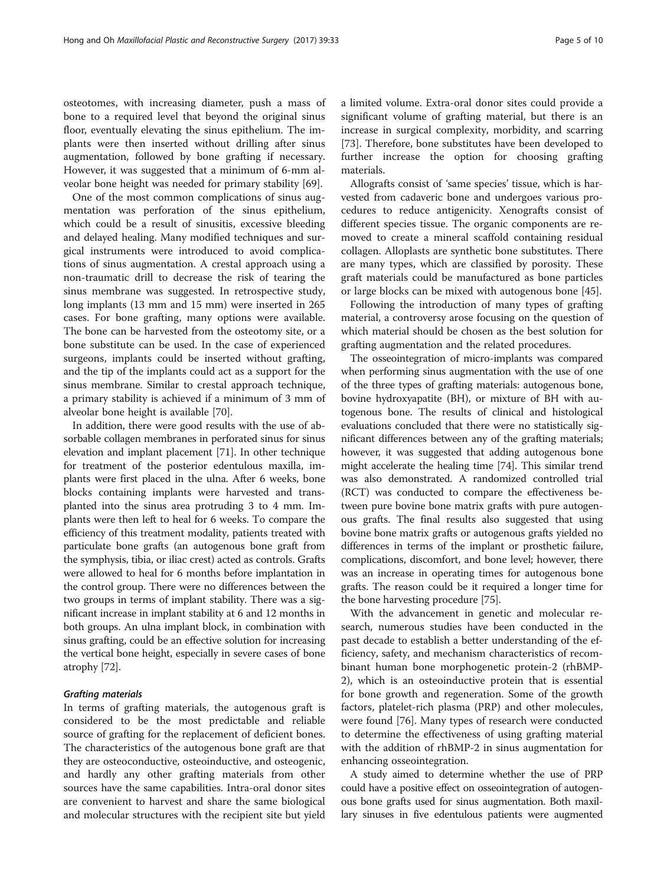osteotomes, with increasing diameter, push a mass of bone to a required level that beyond the original sinus floor, eventually elevating the sinus epithelium. The implants were then inserted without drilling after sinus augmentation, followed by bone grafting if necessary. However, it was suggested that a minimum of 6-mm alveolar bone height was needed for primary stability [69].

One of the most common complications of sinus augmentation was perforation of the sinus epithelium, which could be a result of sinusitis, excessive bleeding and delayed healing. Many modified techniques and surgical instruments were introduced to avoid complications of sinus augmentation. A crestal approach using a non-traumatic drill to decrease the risk of tearing the sinus membrane was suggested. In retrospective study, long implants (13 mm and 15 mm) were inserted in 265 cases. For bone grafting, many options were available. The bone can be harvested from the osteotomy site, or a bone substitute can be used. In the case of experienced surgeons, implants could be inserted without grafting, and the tip of the implants could act as a support for the sinus membrane. Similar to crestal approach technique, a primary stability is achieved if a minimum of 3 mm of alveolar bone height is available [70].

In addition, there were good results with the use of absorbable collagen membranes in perforated sinus for sinus elevation and implant placement [71]. In other technique for treatment of the posterior edentulous maxilla, implants were first placed in the ulna. After 6 weeks, bone blocks containing implants were harvested and transplanted into the sinus area protruding 3 to 4 mm. Implants were then left to heal for 6 weeks. To compare the efficiency of this treatment modality, patients treated with particulate bone grafts (an autogenous bone graft from the symphysis, tibia, or iliac crest) acted as controls. Grafts were allowed to heal for 6 months before implantation in the control group. There were no differences between the two groups in terms of implant stability. There was a significant increase in implant stability at 6 and 12 months in both groups. An ulna implant block, in combination with sinus grafting, could be an effective solution for increasing the vertical bone height, especially in severe cases of bone atrophy [72].

#### *Grafting materials*

In terms of grafting materials, the autogenous graft is considered to be the most predictable and reliable source of grafting for the replacement of deficient bones. The characteristics of the autogenous bone graft are that they are osteoconductive, osteoinductive, and osteogenic, and hardly any other grafting materials from other sources have the same capabilities. Intra-oral donor sites are convenient to harvest and share the same biological and molecular structures with the recipient site but yield a limited volume. Extra-oral donor sites could provide a significant volume of grafting material, but there is an increase in surgical complexity, morbidity, and scarring [73]. Therefore, bone substitutes have been developed to further increase the option for choosing grafting materials.

Allografts consist of 'same species' tissue, which is harvested from cadaveric bone and undergoes various procedures to reduce antigenicity. Xenografts consist of different species tissue. The organic components are removed to create a mineral scaffold containing residual collagen. Alloplasts are synthetic bone substitutes. There are many types, which are classified by porosity. These graft materials could be manufactured as bone particles or large blocks can be mixed with autogenous bone [45].

Following the introduction of many types of grafting material, a controversy arose focusing on the question of which material should be chosen as the best solution for grafting augmentation and the related procedures.

The osseointegration of micro-implants was compared when performing sinus augmentation with the use of one of the three types of grafting materials: autogenous bone, bovine hydroxyapatite (BH), or mixture of BH with autogenous bone. The results of clinical and histological evaluations concluded that there were no statistically significant differences between any of the grafting materials; however, it was suggested that adding autogenous bone might accelerate the healing time [74]. This similar trend was also demonstrated. A randomized controlled trial (RCT) was conducted to compare the effectiveness between pure bovine bone matrix grafts with pure autogenous grafts. The final results also suggested that using bovine bone matrix grafts or autogenous grafts yielded no differences in terms of the implant or prosthetic failure, complications, discomfort, and bone level; however, there was an increase in operating times for autogenous bone grafts. The reason could be it required a longer time for the bone harvesting procedure [75].

With the advancement in genetic and molecular research, numerous studies have been conducted in the past decade to establish a better understanding of the efficiency, safety, and mechanism characteristics of recombinant human bone morphogenetic protein-2 (rhBMP-2), which is an osteoinductive protein that is essential for bone growth and regeneration. Some of the growth factors, platelet-rich plasma (PRP) and other molecules, were found [76]. Many types of research were conducted to determine the effectiveness of using grafting material with the addition of rhBMP-2 in sinus augmentation for enhancing osseointegration.

A study aimed to determine whether the use of PRP could have a positive effect on osseointegration of autogenous bone grafts used for sinus augmentation. Both maxillary sinuses in five edentulous patients were augmented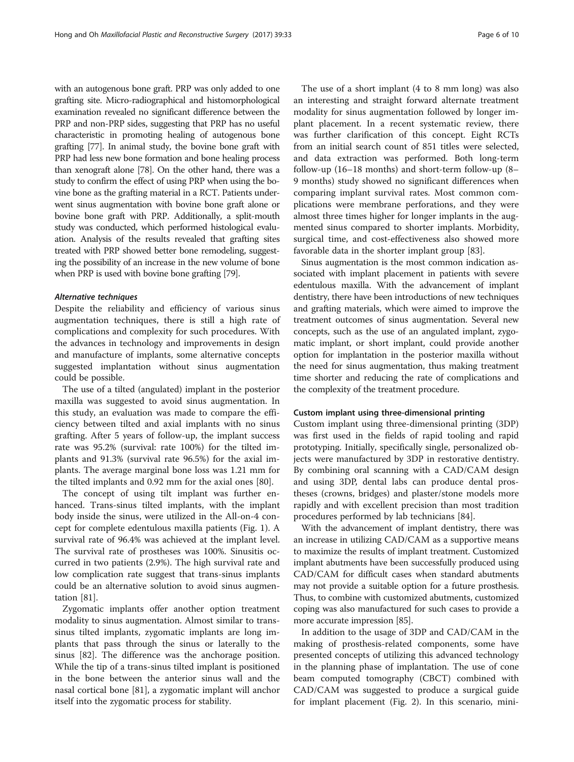with an autogenous bone graft. PRP was only added to one grafting site. Micro-radiographical and histomorphological examination revealed no significant difference between the PRP and non-PRP sides, suggesting that PRP has no useful characteristic in promoting healing of autogenous bone grafting [77]. In animal study, the bovine bone graft with PRP had less new bone formation and bone healing process than xenograft alone [78]. On the other hand, there was a study to confirm the effect of using PRP when using the bovine bone as the grafting material in a RCT. Patients underwent sinus augmentation with bovine bone graft alone or bovine bone graft with PRP. Additionally, a split-mouth study was conducted, which performed histological evaluation. Analysis of the results revealed that grafting sites treated with PRP showed better bone remodeling, suggesting the possibility of an increase in the new volume of bone when PRP is used with bovine bone grafting [79].

#### *Alternative techniques*

Despite the reliability and efficiency of various sinus augmentation techniques, there is still a high rate of complications and complexity for such procedures. With the advances in technology and improvements in design and manufacture of implants, some alternative concepts suggested implantation without sinus augmentation could be possible.

The use of a tilted (angulated) implant in the posterior maxilla was suggested to avoid sinus augmentation. In this study, an evaluation was made to compare the efficiency between tilted and axial implants with no sinus grafting. After 5 years of follow-up, the implant success rate was 95.2% (survival: rate 100%) for the tilted implants and 91.3% (survival rate 96.5%) for the axial implants. The average marginal bone loss was 1.21 mm for the tilted implants and 0.92 mm for the axial ones [80].

The concept of using tilt implant was further enhanced. Trans-sinus tilted implants, with the implant body inside the sinus, were utilized in the All-on-4 concept for complete edentulous maxilla patients (Fig. 1). A survival rate of 96.4% was achieved at the implant level. The survival rate of prostheses was 100%. Sinusitis occurred in two patients (2.9%). The high survival rate and low complication rate suggest that trans-sinus implants could be an alternative solution to avoid sinus augmentation [81].

Zygomatic implants offer another option treatment modality to sinus augmentation. Almost similar to trans-sinus tilted implants, zygomatic implants are long implants that pass through the sinus or laterally to the sinus [82]. The difference was the anchorage position. While the tip of a trans-sinus tilted implant is positioned in the bone between the anterior sinus wall and the nasal cortical bone [81], a zygomatic implant will anchor itself into the zygomatic process for stability.

The use of a short implant (4 to 8 mm long) was also an interesting and straight forward alternate treatment modality for sinus augmentation followed by longer implant placement. In a recent systematic review, there was further clarification of this concept. Eight RCTs from an initial search count of 851 titles were selected, and data extraction was performed. Both long-term follow-up (16–18 months) and short-term follow-up (8–9 months) study showed no significant differences when comparing implant survival rates. Most common complications were membrane perforations, and they were almost three times higher for longer implants in the augmented sinus compared to shorter implants. Morbidity, surgical time, and cost-effectiveness also showed more favorable data in the shorter implant group [83].

Sinus augmentation is the most common indication associated with implant placement in patients with severe edentulous maxilla. With the advancement of implant dentistry, there have been introductions of new techniques and grafting materials, which were aimed to improve the treatment outcomes of sinus augmentation. Several new concepts, such as the use of an angulated implant, zygomatic implant, or short implant, could provide another option for implantation in the posterior maxilla without the need for sinus augmentation, thus making treatment time shorter and reducing the rate of complications and the complexity of the treatment procedure.

### Custom implant using three-dimensional printing

Custom implant using three-dimensional printing (3DP) was first used in the fields of rapid tooling and rapid prototyping. Initially, specifically single, personalized objects were manufactured by 3DP in restorative dentistry. By combining oral scanning with a CAD/CAM design and using 3DP, dental labs can produce dental prostheses (crowns, bridges) and plaster/stone models more rapidly and with excellent precision than most tradition procedures performed by lab technicians [84].

With the advancement of implant dentistry, there was an increase in utilizing CAD/CAM as a supportive means to maximize the results of implant treatment. Customized implant abutments have been successfully produced using CAD/CAM for difficult cases when standard abutments may not provide a suitable option for a future prosthesis. Thus, to combine with customized abutments, customized coping was also manufactured for such cases to provide a more accurate impression [85].

In addition to the usage of 3DP and CAD/CAM in the making of prosthesis-related components, some have presented concepts of utilizing this advanced technology in the planning phase of implantation. The use of cone beam computed tomography (CBCT) combined with CAD/CAM was suggested to produce a surgical guide for implant placement (Fig. 2). In this scenario, mini-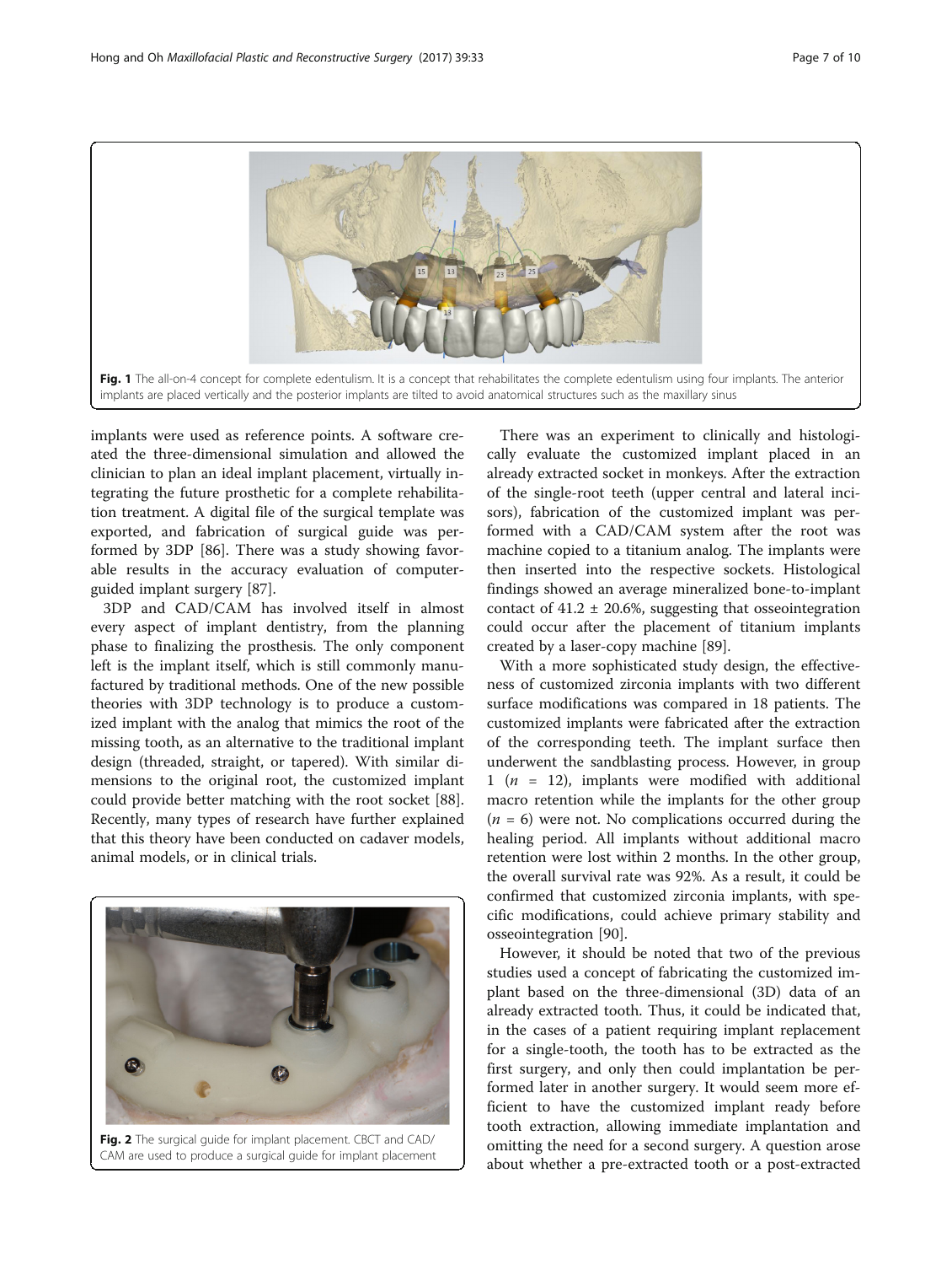Fig. 1 The all-on-4 concept for complete edentulism. It is a concept that rehabilitates the complete edentulism using four implants. The anterior implants are placed vertically and the posterior implants are tilted to avoid anatomical structures such as the maxillary sinus

implants were used as reference points. A software created the three-dimensional simulation and allowed the clinician to plan an ideal implant placement, virtually integrating the future prosthetic for a complete rehabilitation treatment. A digital file of the surgical template was exported, and fabrication of surgical guide was performed by 3DP [86]. There was a study showing favorable results in the accuracy evaluation of computer-guided implant surgery [87].

3DP and CAD/CAM has involved itself in almost every aspect of implant dentistry, from the planning phase to finalizing the prosthesis. The only component left is the implant itself, which is still commonly manufactured by traditional methods. One of the new possible theories with 3DP technology is to produce a customized implant with the analog that mimics the root of the missing tooth, as an alternative to the traditional implant design (threaded, straight, or tapered). With similar dimensions to the original root, the customized implant could provide better matching with the root socket [88]. Recently, many types of research have further explained that this theory have been conducted on cadaver models, animal models, or in clinical trials.

Fig. 2 The surgical guide for implant placement. CBCT and CAD/CAM are used to produce a surgical guide for implant placement

There was an experiment to clinically and histologically evaluate the customized implant placed in an already extracted socket in monkeys. After the extraction of the single-root teeth (upper central and lateral incisors), fabrication of the customized implant was performed with a CAD/CAM system after the root was machine copied to a titanium analog. The implants were then inserted into the respective sockets. Histological findings showed an average mineralized bone-to-implant contact of $41.2 \pm 20.6\%$, suggesting that osseointegration could occur after the placement of titanium implants created by a laser-copy machine [89].

With a more sophisticated study design, the effectiveness of customized zirconia implants with two different surface modifications was compared in 18 patients. The customized implants were fabricated after the extraction of the corresponding teeth. The implant surface then underwent the sandblasting process. However, in group 1 ($n$ = 12), implants were modified with additional macro retention while the implants for the other group ($n$ = 6) were not. No complications occurred during the healing period. All implants without additional macro retention were lost within 2 months. In the other group, the overall survival rate was 92%. As a result, it could be confirmed that customized zirconia implants, with specific modifications, could achieve primary stability and osseointegration [90].

However, it should be noted that two of the previous studies used a concept of fabricating the customized implant based on the three-dimensional (3D) data of an already extracted tooth. Thus, it could be indicated that, in the cases of a patient requiring implant replacement for a single-tooth, the tooth has to be extracted as the first surgery, and only then could implantation be performed later in another surgery. It would seem more efficient to have the customized implant ready before tooth extraction, allowing immediate implantation and omitting the need for a second surgery. A question arose about whether a pre-extracted tooth or a post-extracted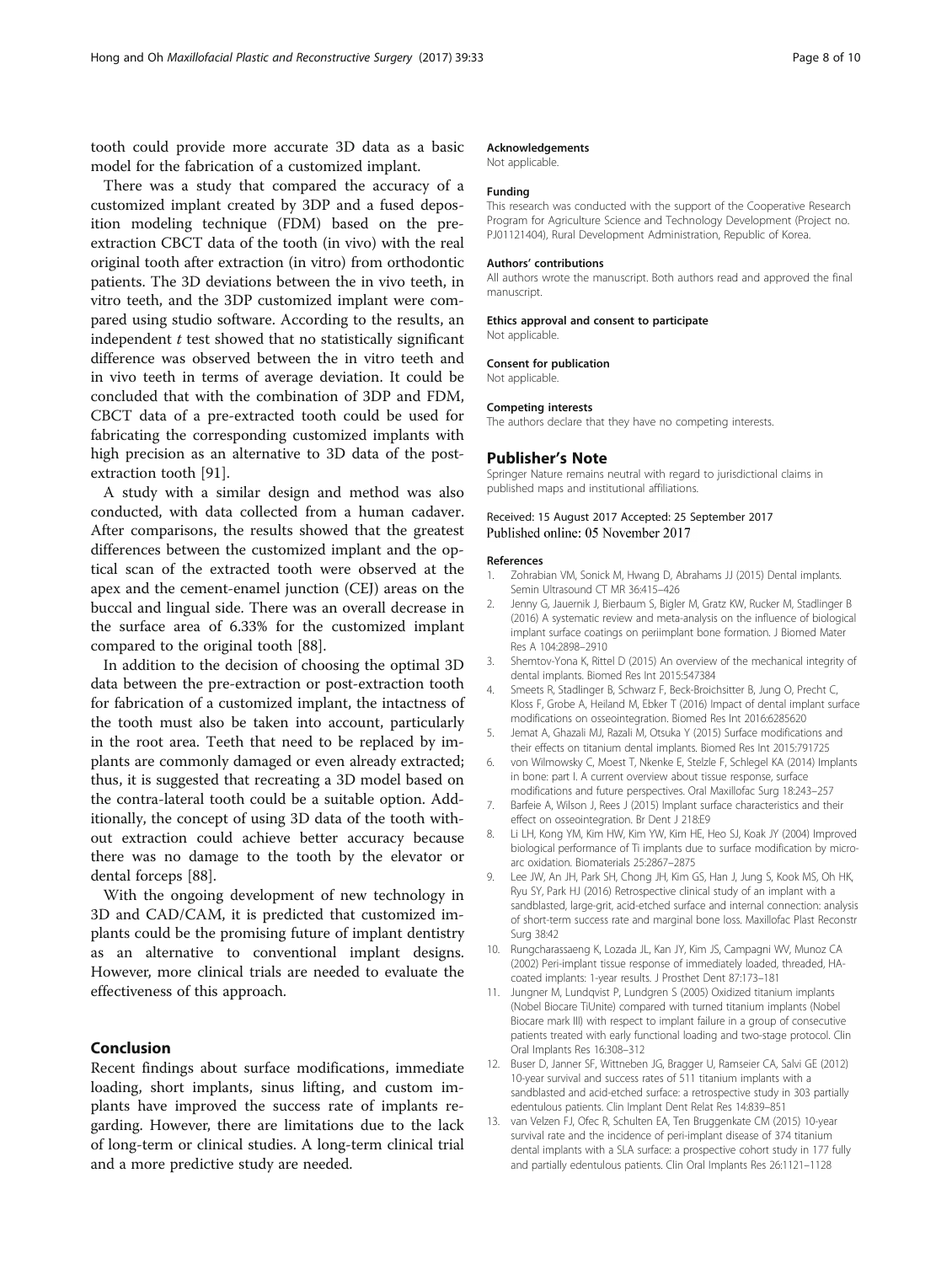tooth could provide more accurate 3D data as a basic model for the fabrication of a customized implant.

There was a study that compared the accuracy of a customized implant created by 3DP and a fused deposition modeling technique (FDM) based on the pre-extraction CBCT data of the tooth (in vivo) with the real original tooth after extraction (in vitro) from orthodontic patients. The 3D deviations between the in vivo teeth, in vitro teeth, and the 3DP customized implant were compared using studio software. According to the results, an independent *t* test showed that no statistically significant difference was observed between the in vitro teeth and in vivo teeth in terms of average deviation. It could be concluded that with the combination of 3DP and FDM, CBCT data of a pre-extracted tooth could be used for fabricating the corresponding customized implants with high precision as an alternative to 3D data of the post-extraction tooth [91].

A study with a similar design and method was also conducted, with data collected from a human cadaver. After comparisons, the results showed that the greatest differences between the customized implant and the optical scan of the extracted tooth were observed at the apex and the cement-enamel junction (CEJ) areas on the buccal and lingual side. There was an overall decrease in the surface area of 6.33% for the customized implant compared to the original tooth [88].

In addition to the decision of choosing the optimal 3D data between the pre-extraction or post-extraction tooth for fabrication of a customized implant, the intactness of the tooth must also be taken into account, particularly in the root area. Teeth that need to be replaced by implants are commonly damaged or even already extracted; thus, it is suggested that recreating a 3D model based on the contra-lateral tooth could be a suitable option. Additionally, the concept of using 3D data of the tooth without extraction could achieve better accuracy because there was no damage to the tooth by the elevator or dental forceps [88].

With the ongoing development of new technology in 3D and CAD/CAM, it is predicted that customized implants could be the promising future of implant dentistry as an alternative to conventional implant designs. However, more clinical trials are needed to evaluate the effectiveness of this approach.

## Conclusion

Recent findings about surface modifications, immediate loading, short implants, sinus lifting, and custom implants have improved the success rate of implants regarding. However, there are limitations due to the lack of long-term or clinical studies. A long-term clinical trial and a more predictive study are needed.

#### Acknowledgements

Not applicable.

#### Funding

This research was conducted with the support of the Cooperative Research Program for Agriculture Science and Technology Development (Project no. PJ01121404), Rural Development Administration, Republic of Korea.

#### Authors' contributions

All authors wrote the manuscript. Both authors read and approved the final manuscript.

#### Ethics approval and consent to participate

Not applicable.

#### Consent for publication

Not applicable.

#### Competing interests

The authors declare that they have no competing interests.

### Publisher's Note

Springer Nature remains neutral with regard to jurisdictional claims in published maps and institutional affiliations.

Received: 15 August 2017 Accepted: 25 September 2017
Published online: 05 November 2017

#### References

1. Zohrabian VM, Sonick M, Hwang D, Abrahams JJ (2015) Dental implants. Semin Ultrasound CT MR 36:415–426
2. Jenny G, Jauernik J, Bierbaum S, Bigler M, Gratz KW, Rucker M, Stadlinger B (2016) A systematic review and meta-analysis on the influence of biological implant surface coatings on periimplant bone formation. J Biomed Mater Res A 104:2898–2910
3. Shemtov-Yona K, Rittel D (2015) An overview of the mechanical integrity of dental implants. Biomed Res Int 2015:547384
4. Smeets R, Stadlinger B, Schwarz F, Beck-Broichsitter B, Jung O, Precht C, Kloss F, Grobe A, Heiland M, Ebker T (2016) Impact of dental implant surface modifications on osseointegration. Biomed Res Int 2016:6285620
5. Jemat A, Ghazali MJ, Razali M, Otsuka Y (2015) Surface modifications and their effects on titanium dental implants. Biomed Res Int 2015:791725
6. von Wilmowsky C, Moest T, Nkenke E, Stelzle F, Schlegel KA (2014) Implants in bone: part I. A current overview about tissue response, surface modifications and future perspectives. Oral Maxillofac Surg 18:243–257
7. Barfeie A, Wilson J, Rees J (2015) Implant surface characteristics and their effect on osseointegration. Br Dent J 218:E9
8. Li LH, Kong YM, Kim HW, Kim YW, Kim HE, Heo SJ, Koak JY (2004) Improved biological performance of Ti implants due to surface modification by micro-arc oxidation. Biomaterials 25:2867–2875
9. Lee JW, An JH, Park SH, Chong JH, Kim GS, Han J, Jung S, Kook MS, Oh HK, Ryu SY, Park HJ (2016) Retrospective clinical study of an implant with a sandblasted, large-grit, acid-etched surface and internal connection: analysis of short-term success rate and marginal bone loss. Maxillofac Plast Reconstr Surg 38:42
10. Rungcharassaeng K, Lozada JL, Kan JY, Kim JS, Campagni WV, Munoz CA (2002) Peri-implant tissue response of immediately loaded, threaded, HA-coated implants: 1-year results. J Prosthet Dent 87:173–181
11. Jungner M, Lundqvist P, Lundgren S (2005) Oxidized titanium implants (Nobel Biocare TiUnite) compared with turned titanium implants (Nobel Biocare mark III) with respect to implant failure in a group of consecutive patients treated with early functional loading and two-stage protocol. Clin Oral Implants Res 16:308–312
12. Buser D, Janner SF, Wittneben JG, Bragger U, Ramseier CA, Salvi GE (2012) 10-year survival and success rates of 511 titanium implants with a sandblasted and acid-etched surface: a retrospective study in 303 partially edentulous patients. Clin Implant Dent Relat Res 14:839–851
13. van Velzen FJ, Ofec R, Schulten EA, Ten Bruggenkate CM (2015) 10-year survival rate and the incidence of peri-implant disease of 374 titanium dental implants with a SLA surface: a prospective cohort study in 177 fully and partially edentulous patients. Clin Oral Implants Res 26:1121–1128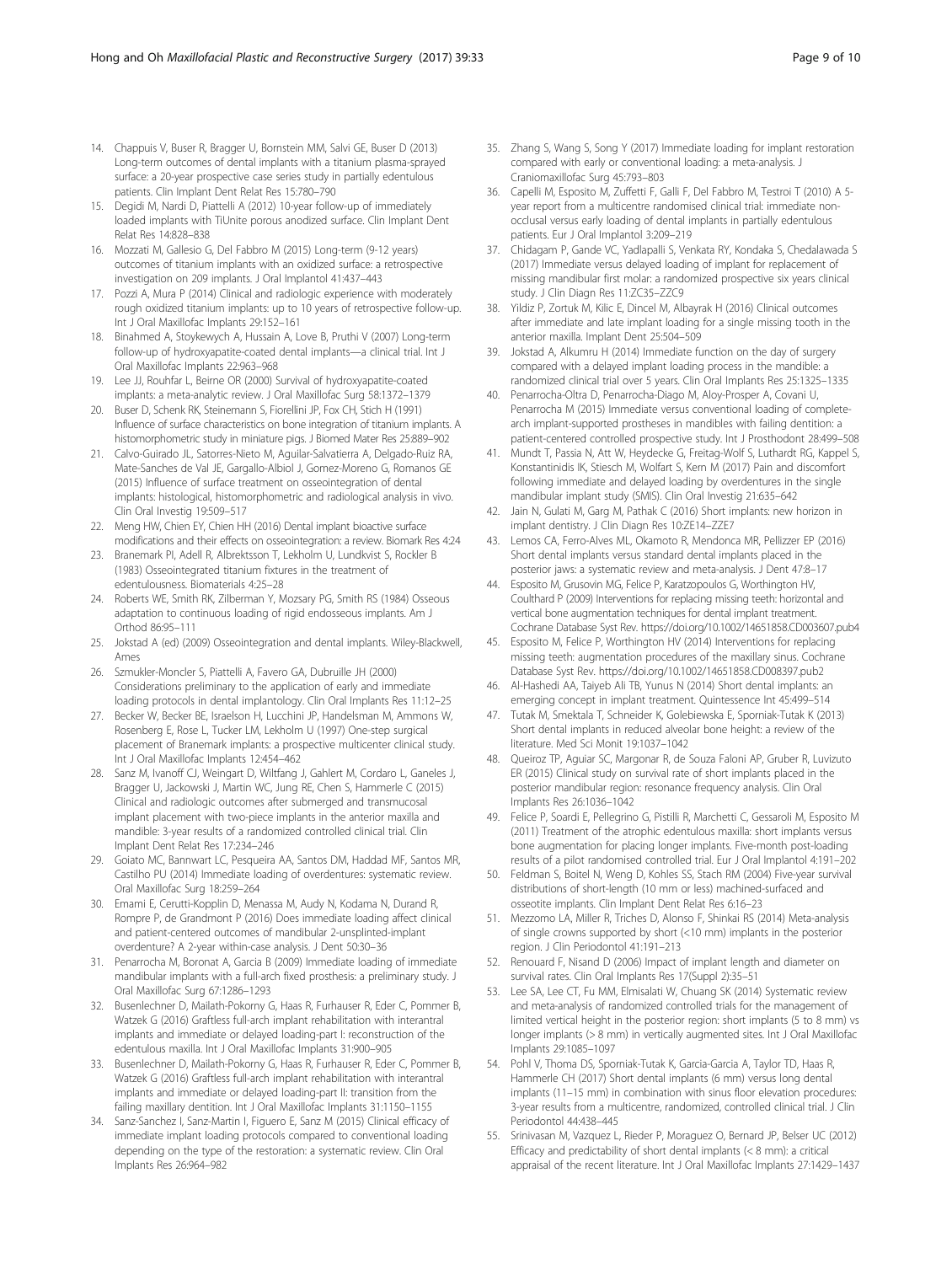14. Chappuis V, Buser R, Bragger U, Bornstein MM, Salvi GE, Buser D (2013) Long-term outcomes of dental implants with a titanium plasma-sprayed surface: a 20-year prospective case series study in partially edentulous patients. Clin Implant Dent Relat Res 15:780–790
15. Degidi M, Nardi D, Piattelli A (2012) 10-year follow-up of immediately loaded implants with TiUnite porous anodized surface. Clin Implant Dent Relat Res 14:828–838
16. Mozzati M, Gallesio G, Del Fabbro M (2015) Long-term (9-12 years) outcomes of titanium implants with an oxidized surface: a retrospective investigation on 209 implants. J Oral Implantol 41:437–443
17. Pozzi A, Mura P (2014) Clinical and radiologic experience with moderately rough oxidized titanium implants: up to 10 years of retrospective follow-up. Int J Oral Maxillofac Implants 29:152–161
18. Binahmed A, Stoykewych A, Hussain A, Love B, Pruthi V (2007) Long-term follow-up of hydroxyapatite-coated dental implants—a clinical trial. Int J Oral Maxillofac Implants 22:963–968
19. Lee JJ, Rouhfar L, Beirne OR (2000) Survival of hydroxyapatite-coated implants: a meta-analytic review. J Oral Maxillofac Surg 58:1372–1379
20. Buser D, Schenk RK, Steinemann S, Fiorellini JP, Fox CH, Stich H (1991) Influence of surface characteristics on bone integration of titanium implants. A histomorphometric study in miniature pigs. J Biomed Mater Res 25:889–902
21. Calvo-Guirado JL, Satorres-Nieto M, Aguilar-Salvatierra A, Delgado-Ruiz RA, Mate-Sanches de Val JE, Gargallo-Albiol J, Gomez-Moreno G, Romanos GE (2015) Influence of surface treatment on osseointegration of dental implants: histological, histomorphometric and radiological analysis in vivo. Clin Oral Investig 19:509–517
22. Meng HW, Chien EY, Chien HH (2016) Dental implant bioactive surface modifications and their effects on osseointegration: a review. Biomark Res 4:24
23. Branemark PI, Adell R, Albrektsson T, Lekholm U, Lundkvist S, Rockler B (1983) Osseointegrated titanium fixtures in the treatment of edentulousness. Biomaterials 4:25–28
24. Roberts WE, Smith RK, Zilberman Y, Mozsary PG, Smith RS (1984) Osseous adaptation to continuous loading of rigid endosseous implants. Am J Orthod 86:95–111
25. Jokstad A (ed) (2009) Osseointegration and dental implants. Wiley-Blackwell, Ames
26. Szmukler-Moncler S, Piattelli A, Favero GA, Dubruille JH (2000) Considerations preliminary to the application of early and immediate loading protocols in dental implantology. Clin Oral Implants Res 11:12–25
27. Becker W, Becker BE, Israelson H, Lucchini JP, Handelsman M, Ammons W, Rosenberg E, Rose L, Tucker LM, Lekholm U (1997) One-step surgical placement of Branemark implants: a prospective multicenter clinical study. Int J Oral Maxillofac Implants 12:454–462
28. Sanz M, Ivanoff CJ, Weingart D, Wiltfang J, Gahlert M, Cordaro L, Ganeles J, Bragger U, Jackowski J, Martin WC, Jung RE, Chen S, Hammerle C (2015) Clinical and radiologic outcomes after submerged and transmucosal implant placement with two-piece implants in the anterior maxilla and mandible: 3-year results of a randomized controlled clinical trial. Clin Implant Dent Relat Res 17:234–246
29. Goiato MC, Bannwart LC, Pesqueira AA, Santos DM, Haddad MF, Santos MR, Castilho PU (2014) Immediate loading of overdentures: systematic review. Oral Maxillofac Surg 18:259–264
30. Emami E, Cerutti-Kopplin D, Menassa M, Audy N, Kodama N, Durand R, Rompre P, de Grandmont P (2016) Does immediate loading affect clinical and patient-centered outcomes of mandibular 2-unsplinted-implant overdenture? A 2-year within-case analysis. J Dent 50:30–36
31. Penarrocha M, Boronat A, Garcia B (2009) Immediate loading of immediate mandibular implants with a full-arch fixed prosthesis: a preliminary study. J Oral Maxillofac Surg 67:1286–1293
32. Busenlechner D, Mailath-Pokorny G, Haas R, Furhauser R, Eder C, Pommer B, Watzek G (2016) Graftless full-arch implant rehabilitation with interantral implants and immediate or delayed loading-part I: reconstruction of the edentulous maxilla. Int J Oral Maxillofac Implants 31:900–905
33. Busenlechner D, Mailath-Pokorny G, Haas R, Furhauser R, Eder C, Pommer B, Watzek G (2016) Graftless full-arch implant rehabilitation with interantral implants and immediate or delayed loading-part II: transition from the failing maxillary dentition. Int J Oral Maxillofac Implants 31:1150–1155
34. Sanz-Sanchez I, Sanz-Martin I, Figuero E, Sanz M (2015) Clinical efficacy of immediate implant loading protocols compared to conventional loading depending on the type of the restoration: a systematic review. Clin Oral Implants Res 26:964–982
35. Zhang S, Wang S, Song Y (2017) Immediate loading for implant restoration compared with early or conventional loading: a meta-analysis. J Craniomaxillofac Surg 45:793–803
36. Capelli M, Esposito M, Zuffetti F, Galli F, Del Fabbro M, Testroi T (2010) A 5-year report from a multicentre randomised clinical trial: immediate non-occlusal versus early loading of dental implants in partially edentulous patients. Eur J Oral Implantol 3:209–219
37. Chidagam P, Gande VC, Yadlapalli S, Venkata RY, Kondaka S, Chedalawada S (2017) Immediate versus delayed loading of implant for replacement of missing mandibular first molar: a randomized prospective six years clinical study. J Clin Diagn Res 11:ZC35–ZZC9
38. Yildiz P, Zortuk M, Kilic E, Dincel M, Albayrak H (2016) Clinical outcomes after immediate and late implant loading for a single missing tooth in the anterior maxilla. Implant Dent 25:504–509
39. Jokstad A, Alkumru H (2014) Immediate function on the day of surgery compared with a delayed implant loading process in the mandible: a randomized clinical trial over 5 years. Clin Oral Implants Res 25:1325–1335
40. Penarrocha-Oltra D, Penarrocha-Diago M, Aloy-Prosper A, Covani U, Penarrocha M (2015) Immediate versus conventional loading of complete-arch implant-supported prostheses in mandibles with failing dentition: a patient-centered controlled prospective study. Int J Prosthodont 28:499–508
41. Mundt T, Passia N, Att W, Heydecke G, Freitag-Wolf S, Luthardt RG, Kappel S, Konstantinidis IK, Stiesch M, Wolfart S, Kern M (2017) Pain and discomfort following immediate and delayed loading by overdentures in the single mandibular implant study (SMIS). Clin Oral Investig 21:635–642
42. Jain N, Gulati M, Garg M, Pathak C (2016) Short implants: new horizon in implant dentistry. J Clin Diagn Res 10:ZE14–ZZE7
43. Lemos CA, Ferro-Alves ML, Okamoto R, Mendonca MR, Pellizzer EP (2016) Short dental implants versus standard dental implants placed in the posterior jaws: a systematic review and meta-analysis. J Dent 47:8–17
44. Esposito M, Grusovin MG, Felice P, Karatzopoulos G, Worthington HV, Coulthard P (2009) Interventions for replacing missing teeth: horizontal and vertical bone augmentation techniques for dental implant treatment. Cochrane Database Syst Rev. https://doi.org/10.1002/14651858.CD003607.pub4
45. Esposito M, Felice P, Worthington HV (2014) Interventions for replacing missing teeth: augmentation procedures of the maxillary sinus. Cochrane Database Syst Rev. https://doi.org/10.1002/14651858.CD008397.pub2
46. Al-Hashedi AA, Taiyeb Ali TB, Yunus N (2014) Short dental implants: an emerging concept in implant treatment. Quintessence Int 45:499–514
47. Tutak M, Smektala T, Schneider K, Golebiewska E, Sporniak-Tutak K (2013) Short dental implants in reduced alveolar bone height: a review of the literature. Med Sci Monit 19:1037–1042
48. Queiroz TP, Aguiar SC, Margonar R, de Souza Faloni AP, Gruber R, Luvizuto ER (2015) Clinical study on survival rate of short implants placed in the posterior mandibular region: resonance frequency analysis. Clin Oral Implants Res 26:1036–1042
49. Felice P, Soardi E, Pellegrino G, Pistilli R, Marchetti C, Gessaroli M, Esposito M (2011) Treatment of the atrophic edentulous maxilla: short implants versus bone augmentation for placing longer implants. Five-month post-loading results of a pilot randomised controlled trial. Eur J Oral Implantol 4:191–202
50. Feldman S, Boitel N, Weng D, Kohles SS, Stach RM (2004) Five-year survival distributions of short-length (10 mm or less) machined-surfaced and osseotite implants. Clin Implant Dent Relat Res 6:16–23
51. Mezzomo LA, Miller R, Triches D, Alonso F, Shinkai RS (2014) Meta-analysis of single crowns supported by short (<10 mm) implants in the posterior region. J Clin Periodontol 41:191–213
52. Renouard F, Nisand D (2006) Impact of implant length and diameter on survival rates. Clin Oral Implants Res 17(Suppl 2):35–51
53. Lee SA, Lee CT, Fu MM, Elmisalati W, Chuang SK (2014) Systematic review and meta-analysis of randomized controlled trials for the management of limited vertical height in the posterior region: short implants (5 to 8 mm) vs longer implants (> 8 mm) in vertically augmented sites. Int J Oral Maxillofac Implants 29:1085–1097
54. Pohl V, Thoma DS, Sporniak-Tutak K, Garcia-Garcia A, Taylor TD, Haas R, Hammerle CH (2017) Short dental implants (6 mm) versus long dental implants (11–15 mm) in combination with sinus floor elevation procedures: 3-year results from a multicentre, randomized, controlled clinical trial. J Clin Periodontol 44:438–445
55. Srinivasan M, Vazquez L, Rieder P, Moraguez O, Bernard JP, Belser UC (2012) Efficacy and predictability of short dental implants (< 8 mm): a critical appraisal of the recent literature. Int J Oral Maxillofac Implants 27:1429–1437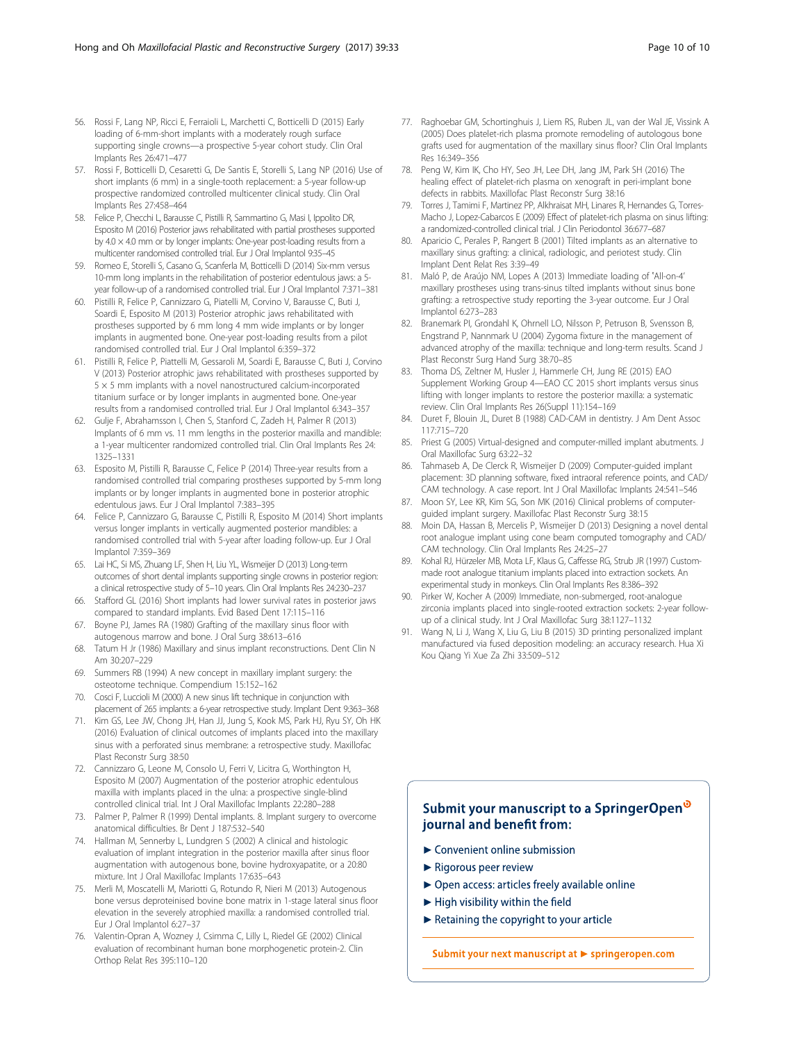56. Rossi F, Lang NP, Ricci E, Ferraioli L, Marchetti C, Botticelli D (2015) Early loading of 6-mm-short implants with a moderately rough surface supporting single crowns—a prospective 5-year cohort study. Clin Oral Implants Res 26:471–477
57. Rossi F, Botticelli D, Cesaretti G, De Santis E, Storelli S, Lang NP (2016) Use of short implants (6 mm) in a single-tooth replacement: a 5-year follow-up prospective randomized controlled multicenter clinical study. Clin Oral Implants Res 27:458–464
58. Felice P, Checchi L, Barausse C, Pistilli R, Sammartino G, Masi I, Ippolito DR, Esposito M (2016) Posterior jaws rehabilitated with partial prostheses supported by 4.0 × 4.0 mm or by longer implants: One-year post-loading results from a multicenter randomised controlled trial. Eur J Oral Implantol 9:35–45
59. Romeo E, Storelli S, Casano G, Scanferla M, Botticelli D (2014) Six-mm versus 10-mm long implants in the rehabilitation of posterior edentulous jaws: a 5-year follow-up of a randomised controlled trial. Eur J Oral Implantol 7:371–381
60. Pistilli R, Felice P, Cannizzaro G, Piatelli M, Corvino V, Barausse C, Buti J, Soardi E, Esposito M (2013) Posterior atrophic jaws rehabilitated with prostheses supported by 6 mm long 4 mm wide implants or by longer implants in augmented bone. One-year post-loading results from a pilot randomised controlled trial. Eur J Oral Implantol 6:359–372
61. Pistilli R, Felice P, Piattelli M, Gessaroli M, Soardi E, Barausse C, Buti J, Corvino V (2013) Posterior atrophic jaws rehabilitated with prostheses supported by 5 × 5 mm implants with a novel nanostructured calcium-incorporated titanium surface or by longer implants in augmented bone. One-year results from a randomised controlled trial. Eur J Oral Implantol 6:343–357
62. Gulje F, Abrahamsson I, Chen S, Stanford C, Zadeh H, Palmer R (2013) Implants of 6 mm vs. 11 mm lengths in the posterior maxilla and mandible: a 1-year multicenter randomized controlled trial. Clin Oral Implants Res 24: 1325–1331
63. Esposito M, Pistilli R, Barausse C, Felice P (2014) Three-year results from a randomised controlled trial comparing prostheses supported by 5-mm long implants or by longer implants in augmented bone in posterior atrophic edentulous jaws. Eur J Oral Implantol 7:383–395
64. Felice P, Cannizzaro G, Barausse C, Pistilli R, Esposito M (2014) Short implants versus longer implants in vertically augmented posterior mandibles: a randomised controlled trial with 5-year after loading follow-up. Eur J Oral Implantol 7:359–369
65. Lai HC, Si MS, Zhuang LF, Shen H, Liu YL, Wismeijer D (2013) Long-term outcomes of short dental implants supporting single crowns in posterior region: a clinical retrospective study of 5–10 years. Clin Oral Implants Res 24:230–237
66. Stafford GL (2016) Short implants had lower survival rates in posterior jaws compared to standard implants. Evid Based Dent 17:115–116
67. Boyne PJ, James RA (1980) Grafting of the maxillary sinus floor with autogenous marrow and bone. J Oral Surg 38:613–616
68. Tatum H Jr (1986) Maxillary and sinus implant reconstructions. Dent Clin N Am 30:207–229
69. Summers RB (1994) A new concept in maxillary implant surgery: the osteotome technique. Compendium 15:152–162
70. Cosci F, Luccioli M (2000) A new sinus lift technique in conjunction with placement of 265 implants: a 6-year retrospective study. Implant Dent 9:363–368
71. Kim GS, Lee JW, Chong JH, Han JJ, Jung S, Kook MS, Park HJ, Ryu SY, Oh HK (2016) Evaluation of clinical outcomes of implants placed into the maxillary sinus with a perforated sinus membrane: a retrospective study. Maxillofac Plast Reconstr Surg 38:50
72. Cannizzaro G, Leone M, Consolo U, Ferri V, Licitra G, Worthington H, Esposito M (2007) Augmentation of the posterior atrophic edentulous maxilla with implants placed in the ulna: a prospective single-blind controlled clinical trial. Int J Oral Maxillofac Implants 22:280–288
73. Palmer P, Palmer R (1999) Dental implants. 8. Implant surgery to overcome anatomical difficulties. Br Dent J 187:532–540
74. Hallman M, Sennerby L, Lundgren S (2002) A clinical and histologic evaluation of implant integration in the posterior maxilla after sinus floor augmentation with autogenous bone, bovine hydroxyapatite, or a 20:80 mixture. Int J Oral Maxillofac Implants 17:635–643
75. Merli M, Moscatelli M, Mariotti G, Rotundo R, Nieri M (2013) Autogenous bone versus deproteinised bovine bone matrix in 1-stage lateral sinus floor elevation in the severely atrophied maxilla: a randomised controlled trial. Eur J Oral Implantol 6:27–37
76. Valentin-Opran A, Wozney J, Csimma C, Lilly L, Riedel GE (2002) Clinical evaluation of recombinant human bone morphogenetic protein-2. Clin Orthop Relat Res 395:110–120
77. Raghoebar GM, Schortinghuis J, Liem RS, Ruben JL, van der Wal JE, Vissink A (2005) Does platelet-rich plasma promote remodeling of autologous bone grafts used for augmentation of the maxillary sinus floor? Clin Oral Implants Res 16:349–356
78. Peng W, Kim IK, Cho HY, Seo JH, Lee DH, Jang JM, Park SH (2016) The healing effect of platelet-rich plasma on xenograft in peri-implant bone defects in rabbits. Maxillofac Plast Reconstr Surg 38:16
79. Torres J, Tamimi F, Martinez PP, Alkhraisat MH, Linares R, Hernandes G, Torres-Macho J, Lopez-Cabarcos E (2009) Effect of platelet-rich plasma on sinus lifting: a randomized-controlled clinical trial. J Clin Periodontol 36:677–687
80. Aparicio C, Perales P, Rangert B (2001) Tilted implants as an alternative to maxillary sinus grafting: a clinical, radiologic, and periotest study. Clin Implant Dent Relat Res 3:39–49
81. Maló P, de Araújo NM, Lopes A (2013) Immediate loading of 'All-on-4' maxillary prostheses using trans-sinus tilted implants without sinus bone grafting: a retrospective study reporting the 3-year outcome. Eur J Oral Implantol 6:273–283
82. Branemark PI, Grondahl K, Ohrnell LO, Nilsson P, Petruson B, Svensson B, Engstrand P, Nannmark U (2004) Zygoma fixture in the management of advanced atrophy of the maxilla: technique and long-term results. Scand J Plast Reconstr Surg Hand Surg 38:70–85
83. Thoma DS, Zeltner M, Husler J, Hammerle CH, Jung RE (2015) EAO Supplement Working Group 4—EAO CC 2015 short implants versus sinus lifting with longer implants to restore the posterior maxilla: a systematic review. Clin Oral Implants Res 26(Suppl 11):154–169
84. Duret F, Blouin JL, Duret B (1988) CAD-CAM in dentistry. J Am Dent Assoc 117:715–720
85. Priest G (2005) Virtual-designed and computer-milled implant abutments. J Oral Maxillofac Surg 63:22–32
86. Tahmaseb A, De Clerck R, Wismeijer D (2009) Computer-guided implant placement: 3D planning software, fixed intraoral reference points, and CAD/CAM technology. A case report. Int J Oral Maxillofac Implants 24:541–546
87. Moon SY, Lee KR, Kim SG, Son MK (2016) Clinical problems of computer-guided implant surgery. Maxillofac Plast Reconstr Surg 38:15
88. Moin DA, Hassan B, Mercelis P, Wismeijer D (2013) Designing a novel dental root analogue implant using cone beam computed tomography and CAD/CAM technology. Clin Oral Implants Res 24:25–27
89. Kohal RJ, Hürzeler MB, Mota LF, Klaus G, Caffesse RG, Strub JR (1997) Custom-made root analogue titanium implants placed into extraction sockets. An experimental study in monkeys. Clin Oral Implants Res 8:386–392
90. Pirker W, Kocher A (2009) Immediate, non-submerged, root-analogue zirconia implants placed into single-rooted extraction sockets: 2-year follow-up of a clinical study. Int J Oral Maxillofac Surg 38:1127–1132
91. Wang N, Li J, Wang X, Liu G, Liu B (2015) 3D printing personalized implant manufactured via fused deposition modeling: an accuracy research. Hua Xi Kou Qiang Yi Xue Za Zhi 33:509–512

**Submit your manuscript to a SpringerOpen journal and benefit from:**

- ► Convenient online submission
- ► Rigorous peer review
- ► Open access: articles freely available online
- ► High visibility within the field
- ► Retaining the copyright to your article

**Submit your next manuscript at ► springeropen.com**